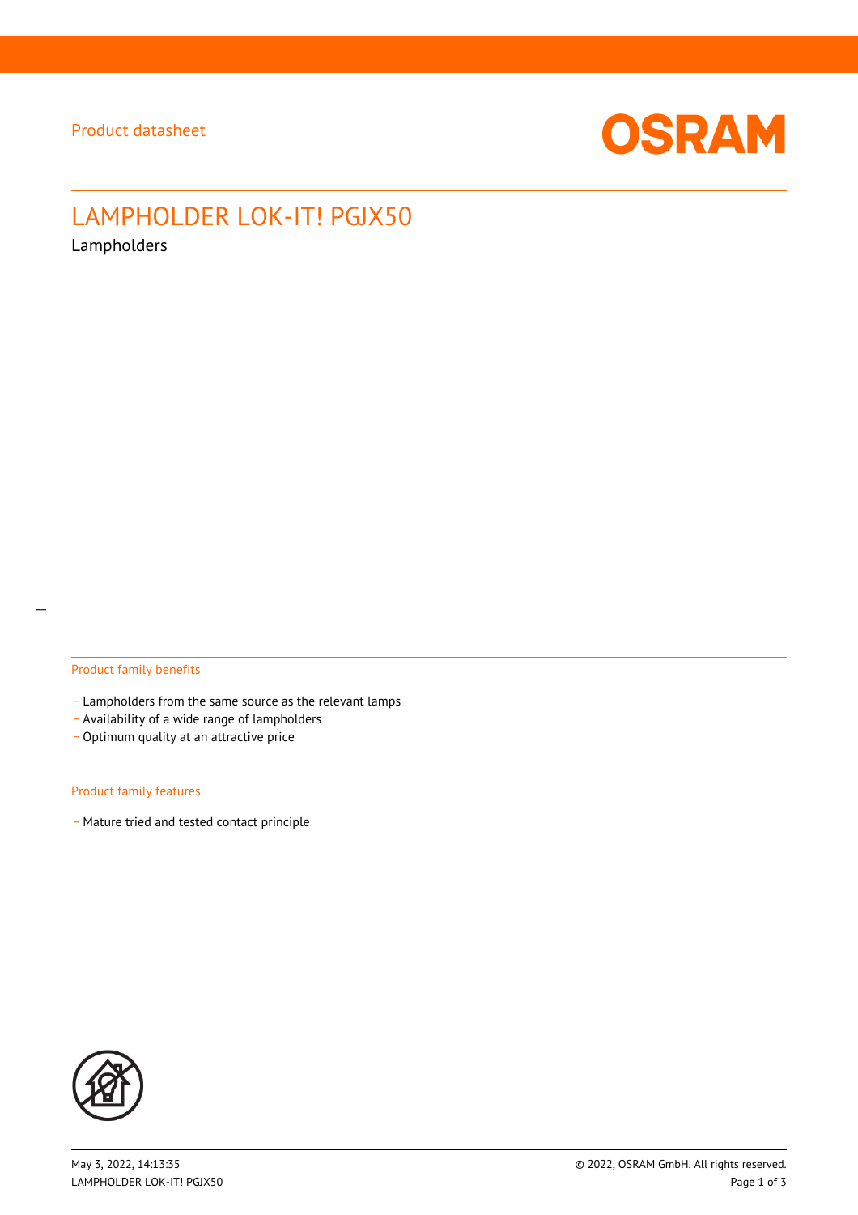Product datasheet

# LAMPHOLDER LOK-IT! PGJX50

Lampholders

## Product family benefits

- Lampholders from the same source as the relevant lamps
- Availability of a wide range of lampholders
- Optimum quality at an attractive price

## Product family features

- Mature tried and tested contact principle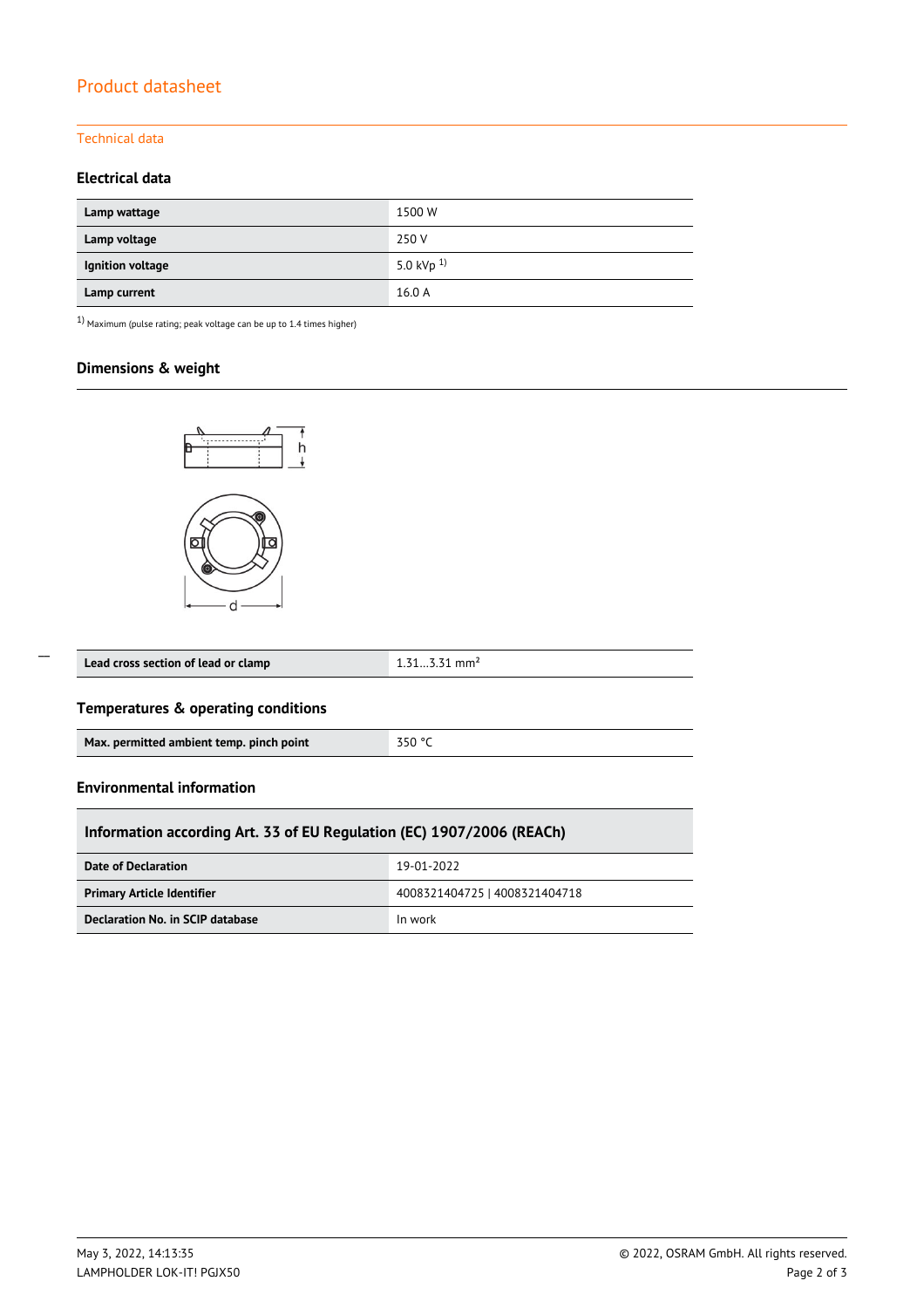# Product datasheet

## Technical data

### Electrical data

| | |
|---|---|
| **Lamp wattage** | 1500 W |
| **Lamp voltage** | 250 V |
| **Ignition voltage** | 5.0 kVp [1] |
| **Lamp current** | 16.0 A |

[1] Maximum (pulse rating; peak voltage can be up to 1.4 times higher)

### Dimensions & weight

| | |
|---|---|
| **Lead cross section of lead or clamp** | 1.31...3.31 mm² |

### Temperatures & operating conditions

| | |
|---|---|
| **Max. permitted ambient temp. pinch point** | 350 °C |

### Environmental information

| Information according Art. 33 of EU Regulation (EC) 1907/2006 (REACh) | |
|---|---|
| **Date of Declaration** | 19-01-2022 |
| **Primary Article Identifier** | 4008321404725 \| 4008321404718 |
| **Declaration No. in SCIP database** | In work |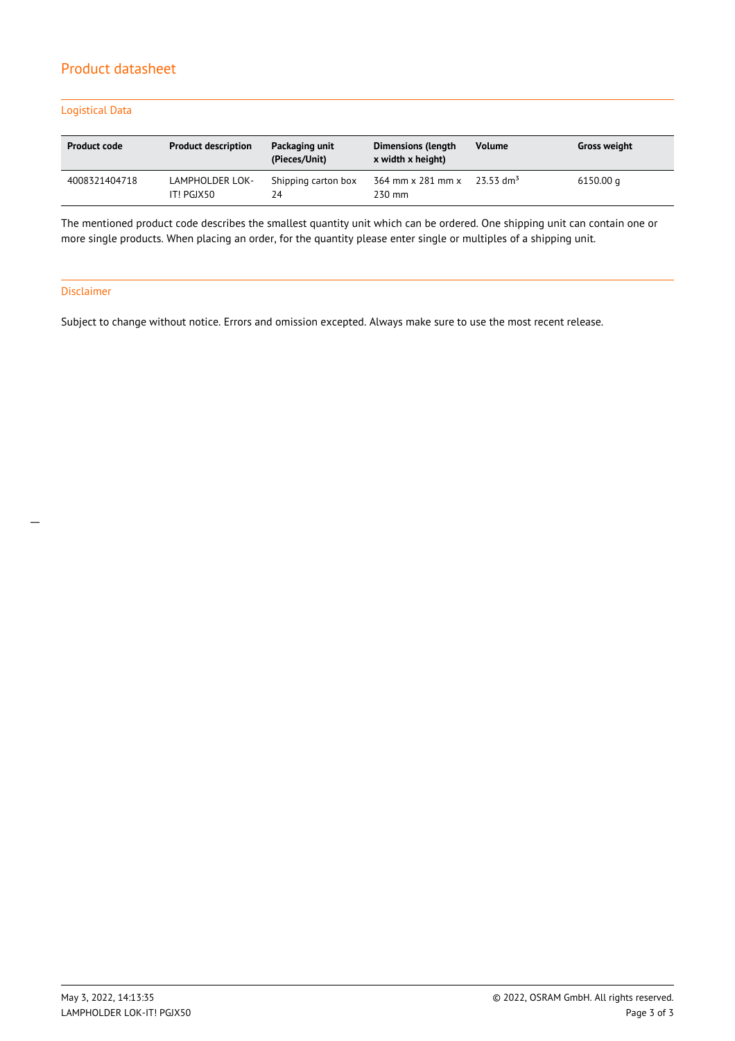# Product datasheet

## Logistical Data

| Product code | Product description | Packaging unit (Pieces/Unit) | Dimensions (length x width x height) | Volume | Gross weight |
|---|---|---|---|---|---|
| 4008321404718 | LAMPHOLDER LOK-IT! PGJX50 | Shipping carton box 24 | 364 mm x 281 mm x 230 mm | 23.53 $dm^3$ | 6150.00 g |

The mentioned product code describes the smallest quantity unit which can be ordered. One shipping unit can contain one or more single products. When placing an order, for the quantity please enter single or multiples of a shipping unit.

## Disclaimer

Subject to change without notice. Errors and omission excepted. Always make sure to use the most recent release.